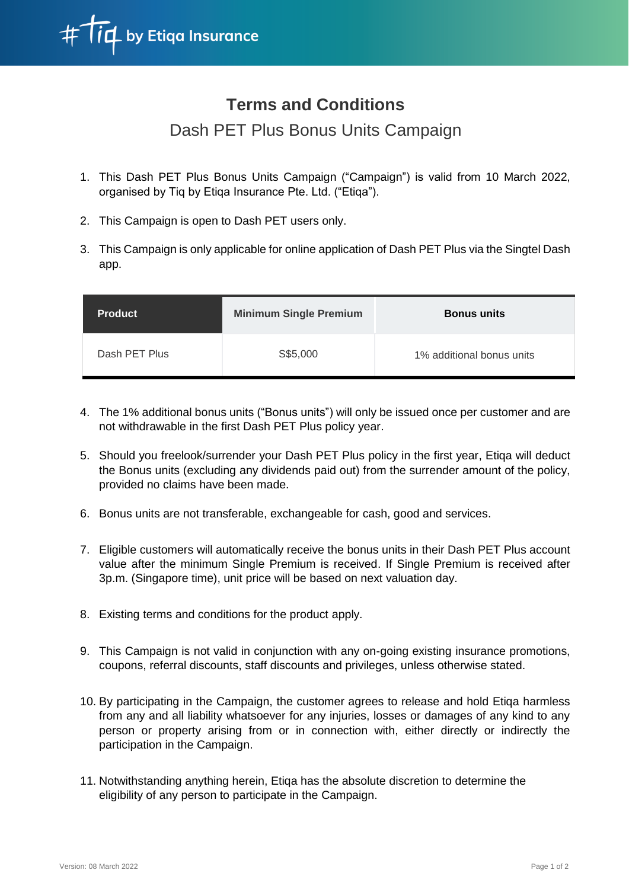# Terms and Conditions

## Dash PET Plus Bonus Units Campaign

1. This Dash PET Plus Bonus Units Campaign ("Campaign") is valid from 10 March 2022, organised by Tiq by Etiqa Insurance Pte. Ltd. ("Etiqa").

2. This Campaign is open to Dash PET users only.

3. This Campaign is only applicable for online application of Dash PET Plus via the Singtel Dash app.

| Product | Minimum Single Premium | Bonus units |
|---|---|---|
| Dash PET Plus | S$5,000 | 1% additional bonus units |

4. The 1% additional bonus units ("Bonus units") will only be issued once per customer and are not withdrawable in the first Dash PET Plus policy year.

5. Should you freelook/surrender your Dash PET Plus policy in the first year, Etiqa will deduct the Bonus units (excluding any dividends paid out) from the surrender amount of the policy, provided no claims have been made.

6. Bonus units are not transferable, exchangeable for cash, good and services.

7. Eligible customers will automatically receive the bonus units in their Dash PET Plus account value after the minimum Single Premium is received. If Single Premium is received after 3p.m. (Singapore time), unit price will be based on next valuation day.

8. Existing terms and conditions for the product apply.

9. This Campaign is not valid in conjunction with any on-going existing insurance promotions, coupons, referral discounts, staff discounts and privileges, unless otherwise stated.

10. By participating in the Campaign, the customer agrees to release and hold Etiqa harmless from any and all liability whatsoever for any injuries, losses or damages of any kind to any person or property arising from or in connection with, either directly or indirectly the participation in the Campaign.

11. Notwithstanding anything herein, Etiqa has the absolute discretion to determine the eligibility of any person to participate in the Campaign.

Version: 08 March 2022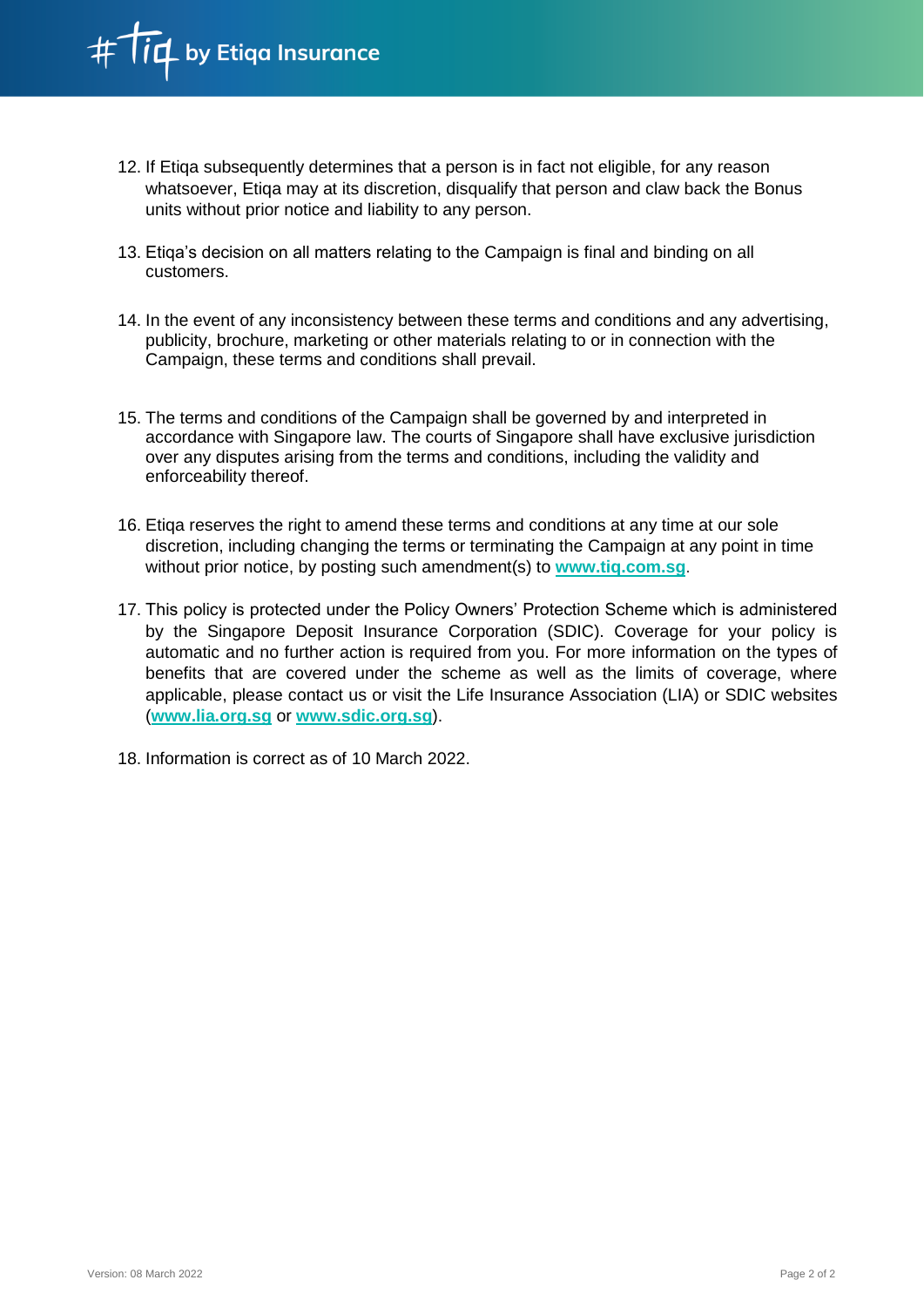12. If Etiqa subsequently determines that a person is in fact not eligible, for any reason whatsoever, Etiqa may at its discretion, disqualify that person and claw back the Bonus units without prior notice and liability to any person.

13. Etiqa's decision on all matters relating to the Campaign is final and binding on all customers.

14. In the event of any inconsistency between these terms and conditions and any advertising, publicity, brochure, marketing or other materials relating to or in connection with the Campaign, these terms and conditions shall prevail.

15. The terms and conditions of the Campaign shall be governed by and interpreted in accordance with Singapore law. The courts of Singapore shall have exclusive jurisdiction over any disputes arising from the terms and conditions, including the validity and enforceability thereof.

16. Etiqa reserves the right to amend these terms and conditions at any time at our sole discretion, including changing the terms or terminating the Campaign at any point in time without prior notice, by posting such amendment(s) to **www.tiq.com.sg**.

17. This policy is protected under the Policy Owners' Protection Scheme which is administered by the Singapore Deposit Insurance Corporation (SDIC). Coverage for your policy is automatic and no further action is required from you. For more information on the types of benefits that are covered under the scheme as well as the limits of coverage, where applicable, please contact us or visit the Life Insurance Association (LIA) or SDIC websites (**www.lia.org.sg** or **www.sdic.org.sg**).

18. Information is correct as of 10 March 2022.